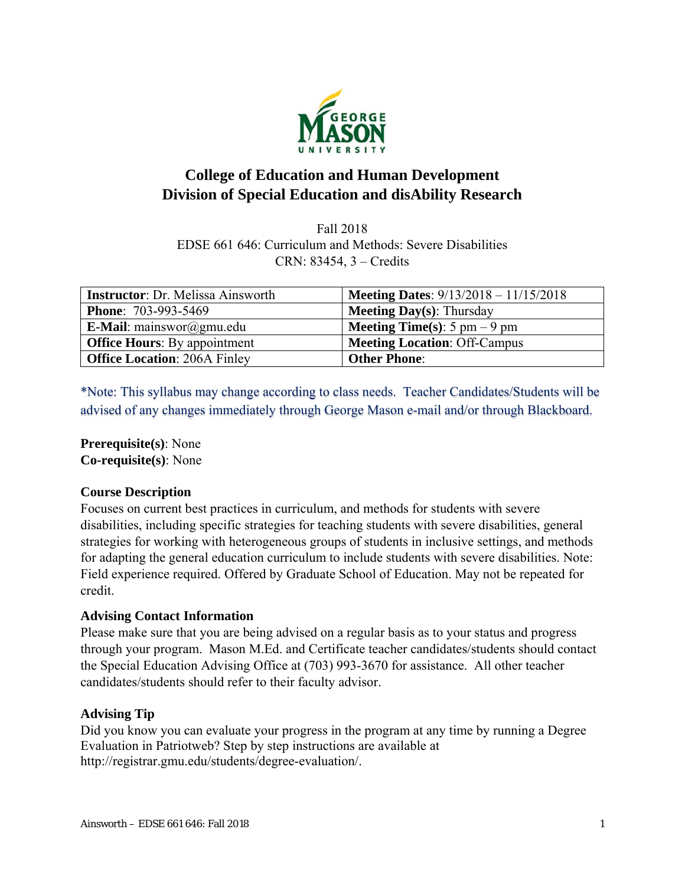# College of Education and Human Development
# Division of Special Education and disAbility Research

Fall 2018
EDSE 661 646: Curriculum and Methods: Severe Disabilities
CRN: 83454, 3 – Credits

| **Instructor**: Dr. Melissa Ainsworth | **Meeting Dates**: 9/13/2018 – 11/15/2018 |
|---|---|
| **Phone**: 703-993-5469 | **Meeting Day(s)**: Thursday |
| **E-Mail**: mainswor@gmu.edu | **Meeting Time(s)**: 5 pm – 9 pm |
| **Office Hours**: By appointment | **Meeting Location**: Off-Campus |
| **Office Location**: 206A Finley | **Other Phone**: |

*Note: This syllabus may change according to class needs. Teacher Candidates/Students will be advised of any changes immediately through George Mason e-mail and/or through Blackboard.

**Prerequisite(s)**: None
**Co-requisite(s)**: None

### Course Description

Focuses on current best practices in curriculum, and methods for students with severe disabilities, including specific strategies for teaching students with severe disabilities, general strategies for working with heterogeneous groups of students in inclusive settings, and methods for adapting the general education curriculum to include students with severe disabilities. Note: Field experience required. Offered by Graduate School of Education. May not be repeated for credit.

### Advising Contact Information

Please make sure that you are being advised on a regular basis as to your status and progress through your program. Mason M.Ed. and Certificate teacher candidates/students should contact the Special Education Advising Office at (703) 993-3670 for assistance. All other teacher candidates/students should refer to their faculty advisor.

### Advising Tip

Did you know you can evaluate your progress in the program at any time by running a Degree Evaluation in Patriotweb? Step by step instructions are available at http://registrar.gmu.edu/students/degree-evaluation/.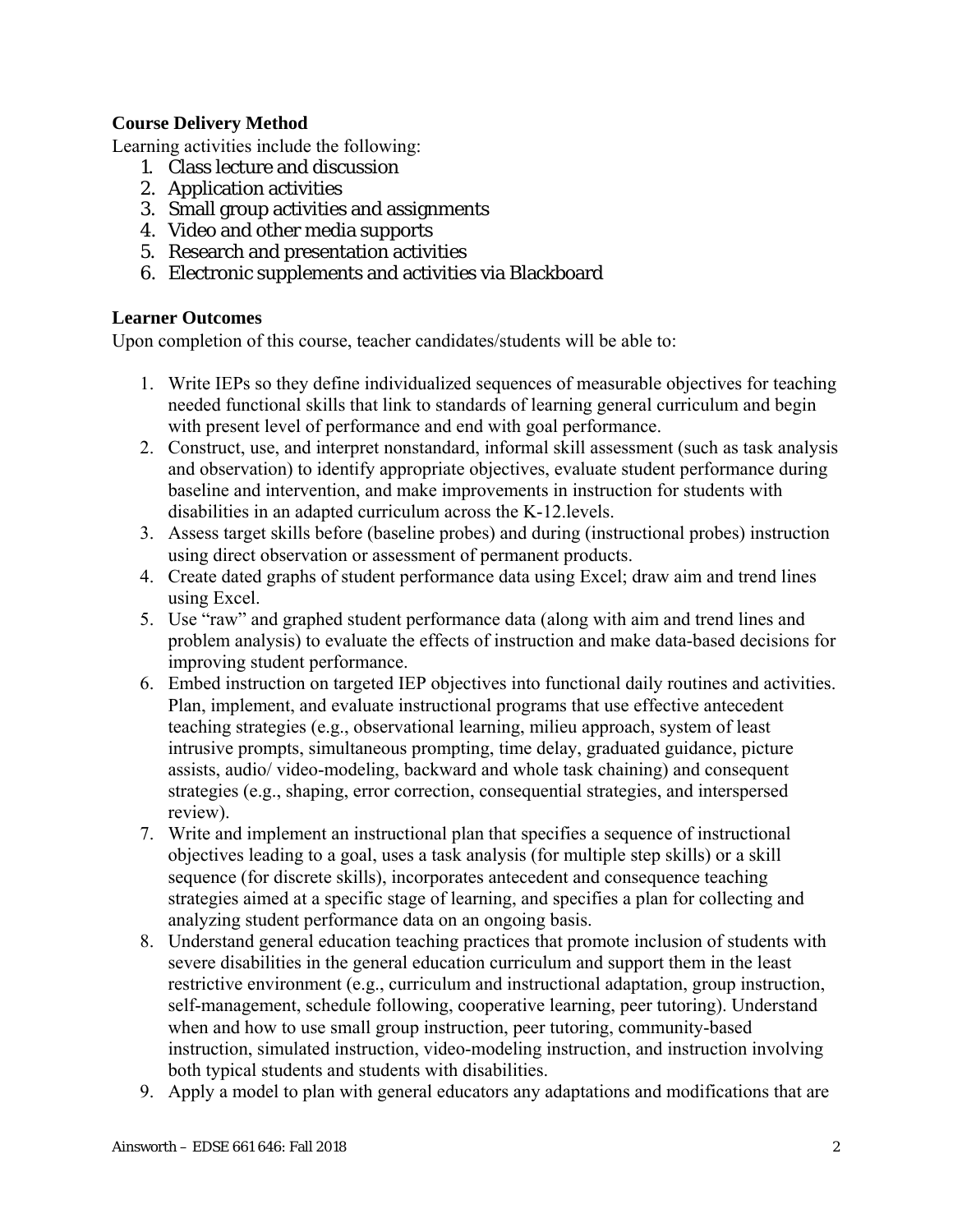**Course Delivery Method**

Learning activities include the following:

1. Class lecture and discussion
2. Application activities
3. Small group activities and assignments
4. Video and other media supports
5. Research and presentation activities
6. Electronic supplements and activities via Blackboard

**Learner Outcomes**

Upon completion of this course, teacher candidates/students will be able to:

1. Write IEPs so they define individualized sequences of measurable objectives for teaching needed functional skills that link to standards of learning general curriculum and begin with present level of performance and end with goal performance.
2. Construct, use, and interpret nonstandard, informal skill assessment (such as task analysis and observation) to identify appropriate objectives, evaluate student performance during baseline and intervention, and make improvements in instruction for students with disabilities in an adapted curriculum across the K-12.levels.
3. Assess target skills before (baseline probes) and during (instructional probes) instruction using direct observation or assessment of permanent products.
4. Create dated graphs of student performance data using Excel; draw aim and trend lines using Excel.
5. Use "raw" and graphed student performance data (along with aim and trend lines and problem analysis) to evaluate the effects of instruction and make data-based decisions for improving student performance.
6. Embed instruction on targeted IEP objectives into functional daily routines and activities. Plan, implement, and evaluate instructional programs that use effective antecedent teaching strategies (e.g., observational learning, milieu approach, system of least intrusive prompts, simultaneous prompting, time delay, graduated guidance, picture assists, audio/ video-modeling, backward and whole task chaining) and consequent strategies (e.g., shaping, error correction, consequential strategies, and interspersed review).
7. Write and implement an instructional plan that specifies a sequence of instructional objectives leading to a goal, uses a task analysis (for multiple step skills) or a skill sequence (for discrete skills), incorporates antecedent and consequence teaching strategies aimed at a specific stage of learning, and specifies a plan for collecting and analyzing student performance data on an ongoing basis.
8. Understand general education teaching practices that promote inclusion of students with severe disabilities in the general education curriculum and support them in the least restrictive environment (e.g., curriculum and instructional adaptation, group instruction, self-management, schedule following, cooperative learning, peer tutoring). Understand when and how to use small group instruction, peer tutoring, community-based instruction, simulated instruction, video-modeling instruction, and instruction involving both typical students and students with disabilities.
9. Apply a model to plan with general educators any adaptations and modifications that are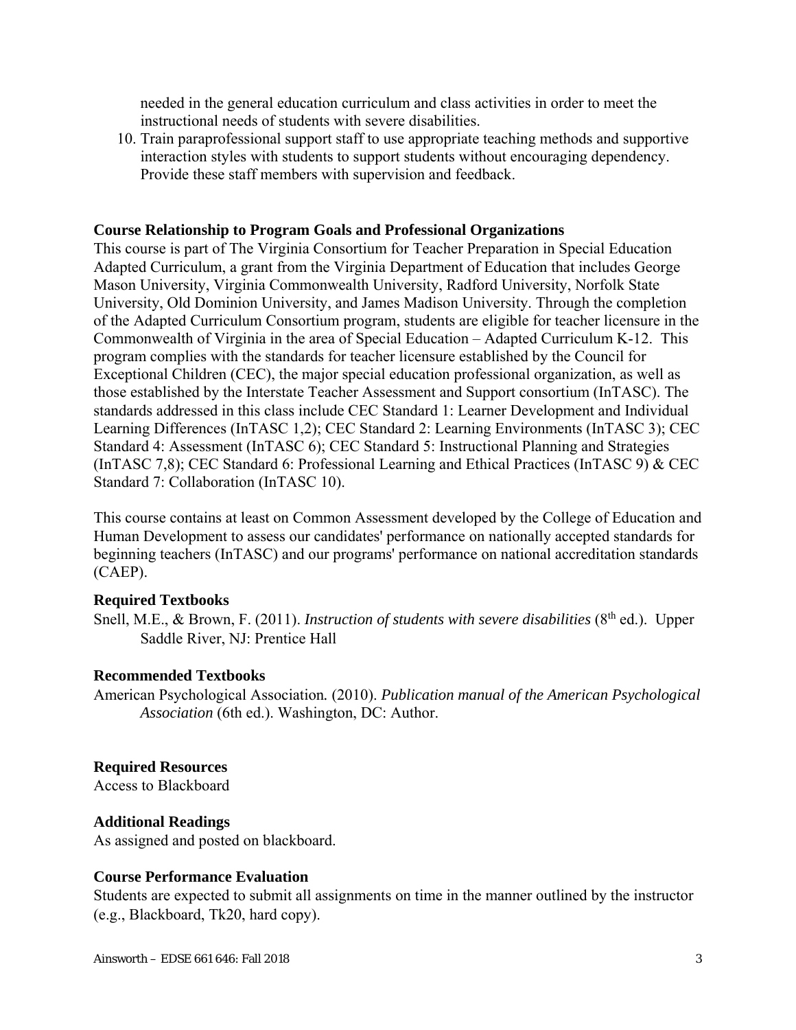needed in the general education curriculum and class activities in order to meet the instructional needs of students with severe disabilities.

10. Train paraprofessional support staff to use appropriate teaching methods and supportive interaction styles with students to support students without encouraging dependency. Provide these staff members with supervision and feedback.

**Course Relationship to Program Goals and Professional Organizations**

This course is part of The Virginia Consortium for Teacher Preparation in Special Education Adapted Curriculum, a grant from the Virginia Department of Education that includes George Mason University, Virginia Commonwealth University, Radford University, Norfolk State University, Old Dominion University, and James Madison University. Through the completion of the Adapted Curriculum Consortium program, students are eligible for teacher licensure in the Commonwealth of Virginia in the area of Special Education – Adapted Curriculum K-12. This program complies with the standards for teacher licensure established by the Council for Exceptional Children (CEC), the major special education professional organization, as well as those established by the Interstate Teacher Assessment and Support consortium (InTASC). The standards addressed in this class include CEC Standard 1: Learner Development and Individual Learning Differences (InTASC 1,2); CEC Standard 2: Learning Environments (InTASC 3); CEC Standard 4: Assessment (InTASC 6); CEC Standard 5: Instructional Planning and Strategies (InTASC 7,8); CEC Standard 6: Professional Learning and Ethical Practices (InTASC 9) & CEC Standard 7: Collaboration (InTASC 10).

This course contains at least on Common Assessment developed by the College of Education and Human Development to assess our candidates' performance on nationally accepted standards for beginning teachers (InTASC) and our programs' performance on national accreditation standards (CAEP).

**Required Textbooks**

Snell, M.E., & Brown, F. (2011). *Instruction of students with severe disabilities* (8th ed.). Upper Saddle River, NJ: Prentice Hall

**Recommended Textbooks**

American Psychological Association. (2010). *Publication manual of the American Psychological Association* (6th ed.). Washington, DC: Author.

**Required Resources**

Access to Blackboard

**Additional Readings**

As assigned and posted on blackboard.

**Course Performance Evaluation**

Students are expected to submit all assignments on time in the manner outlined by the instructor (e.g., Blackboard, Tk20, hard copy).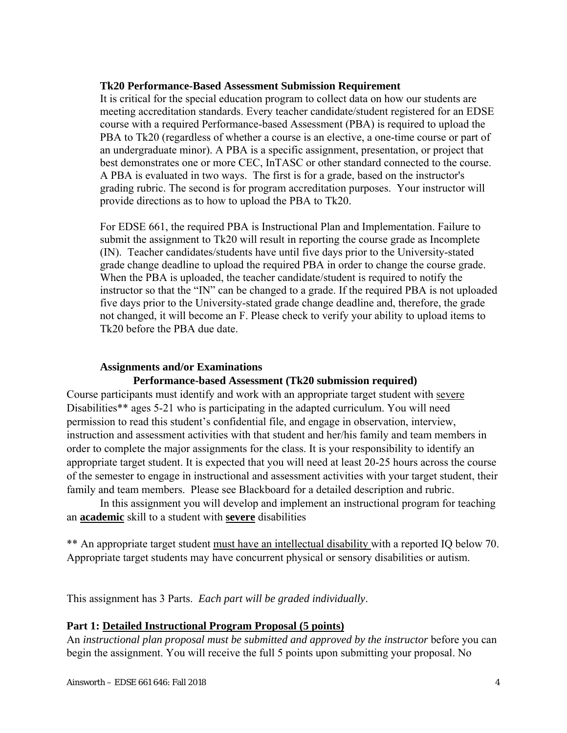**Tk20 Performance-Based Assessment Submission Requirement**

It is critical for the special education program to collect data on how our students are meeting accreditation standards. Every teacher candidate/student registered for an EDSE course with a required Performance-based Assessment (PBA) is required to upload the PBA to Tk20 (regardless of whether a course is an elective, a one-time course or part of an undergraduate minor). A PBA is a specific assignment, presentation, or project that best demonstrates one or more CEC, InTASC or other standard connected to the course. A PBA is evaluated in two ways. The first is for a grade, based on the instructor's grading rubric. The second is for program accreditation purposes. Your instructor will provide directions as to how to upload the PBA to Tk20.

For EDSE 661, the required PBA is Instructional Plan and Implementation. Failure to submit the assignment to Tk20 will result in reporting the course grade as Incomplete (IN). Teacher candidates/students have until five days prior to the University-stated grade change deadline to upload the required PBA in order to change the course grade. When the PBA is uploaded, the teacher candidate/student is required to notify the instructor so that the "IN" can be changed to a grade. If the required PBA is not uploaded five days prior to the University-stated grade change deadline and, therefore, the grade not changed, it will become an F. Please check to verify your ability to upload items to Tk20 before the PBA due date.

**Assignments and/or Examinations**

**Performance-based Assessment (Tk20 submission required)**

Course participants must identify and work with an appropriate target student with severe Disabilities** ages 5-21 who is participating in the adapted curriculum. You will need permission to read this student's confidential file, and engage in observation, interview, instruction and assessment activities with that student and her/his family and team members in order to complete the major assignments for the class. It is your responsibility to identify an appropriate target student. It is expected that you will need at least 20-25 hours across the course of the semester to engage in instructional and assessment activities with your target student, their family and team members. Please see Blackboard for a detailed description and rubric.

In this assignment you will develop and implement an instructional program for teaching an **academic** skill to a student with **severe** disabilities

** An appropriate target student must have an intellectual disability with a reported IQ below 70. Appropriate target students may have concurrent physical or sensory disabilities or autism.

This assignment has 3 Parts. *Each part will be graded individually*.

**Part 1: Detailed Instructional Program Proposal (5 points)**

An *instructional plan proposal must be submitted and approved by the instructor* before you can begin the assignment. You will receive the full 5 points upon submitting your proposal. No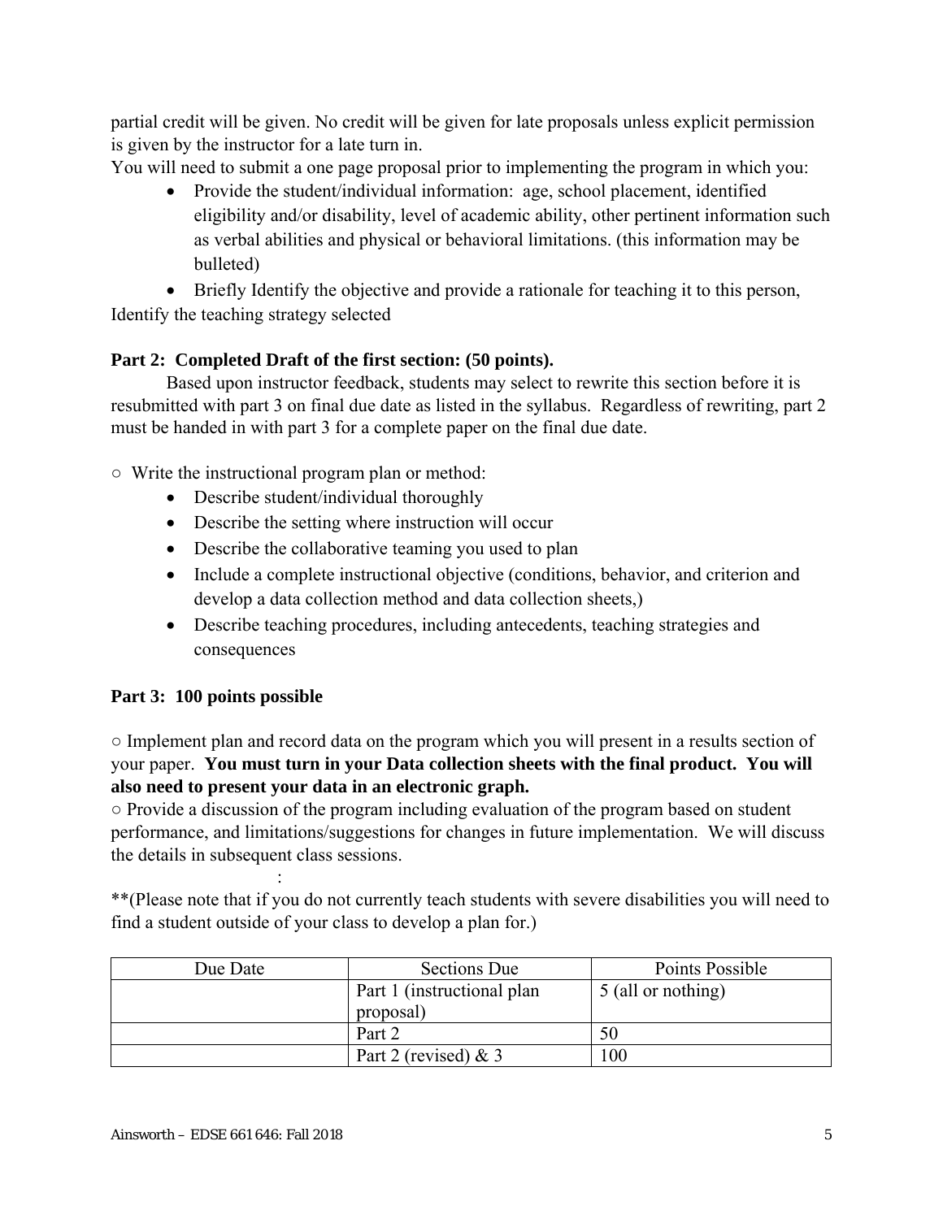partial credit will be given. No credit will be given for late proposals unless explicit permission is given by the instructor for a late turn in.

You will need to submit a one page proposal prior to implementing the program in which you:

- Provide the student/individual information: age, school placement, identified eligibility and/or disability, level of academic ability, other pertinent information such as verbal abilities and physical or behavioral limitations. (this information may be bulleted)
- Briefly Identify the objective and provide a rationale for teaching it to this person, Identify the teaching strategy selected

**Part 2: Completed Draft of the first section: (50 points).**

Based upon instructor feedback, students may select to rewrite this section before it is resubmitted with part 3 on final due date as listed in the syllabus. Regardless of rewriting, part 2 must be handed in with part 3 for a complete paper on the final due date.

○ Write the instructional program plan or method:

- Describe student/individual thoroughly
- Describe the setting where instruction will occur
- Describe the collaborative teaming you used to plan
- Include a complete instructional objective (conditions, behavior, and criterion and develop a data collection method and data collection sheets,)
- Describe teaching procedures, including antecedents, teaching strategies and consequences

**Part 3: 100 points possible**

○ Implement plan and record data on the program which you will present in a results section of your paper. **You must turn in your Data collection sheets with the final product. You will also need to present your data in an electronic graph.**

○ Provide a discussion of the program including evaluation of the program based on student performance, and limitations/suggestions for changes in future implementation. We will discuss the details in subsequent class sessions.

:

**(Please note that if you do not currently teach students with severe disabilities you will need to find a student outside of your class to develop a plan for.)

| Due Date | Sections Due | Points Possible |
| --- | --- | --- |
| | Part 1 (instructional plan proposal) | 5 (all or nothing) |
| | Part 2 | 50 |
| | Part 2 (revised) & 3 | 100 |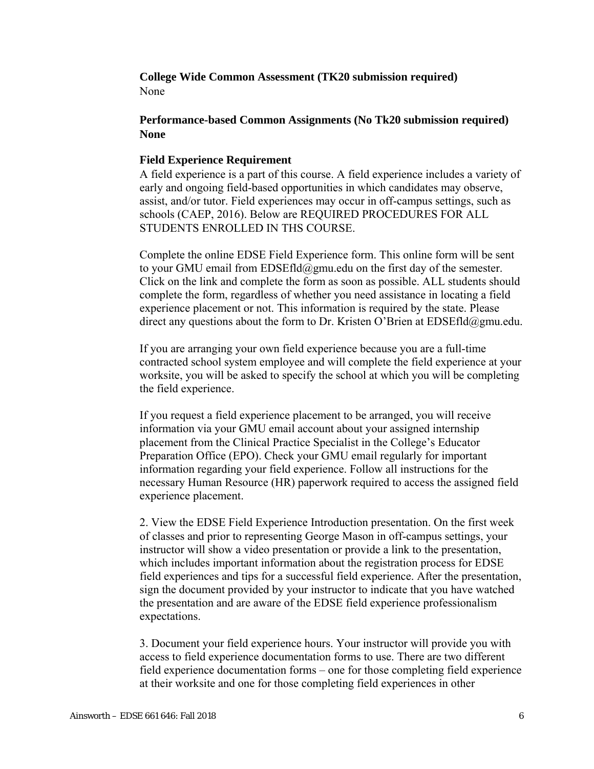**College Wide Common Assessment (TK20 submission required)**
None

**Performance-based Common Assignments (No Tk20 submission required)**
**None**

**Field Experience Requirement**
A field experience is a part of this course. A field experience includes a variety of early and ongoing field-based opportunities in which candidates may observe, assist, and/or tutor. Field experiences may occur in off-campus settings, such as schools (CAEP, 2016). Below are REQUIRED PROCEDURES FOR ALL STUDENTS ENROLLED IN THS COURSE.

Complete the online EDSE Field Experience form. This online form will be sent to your GMU email from EDSEfld@gmu.edu on the first day of the semester. Click on the link and complete the form as soon as possible. ALL students should complete the form, regardless of whether you need assistance in locating a field experience placement or not. This information is required by the state. Please direct any questions about the form to Dr. Kristen O'Brien at EDSEfld@gmu.edu.

If you are arranging your own field experience because you are a full-time contracted school system employee and will complete the field experience at your worksite, you will be asked to specify the school at which you will be completing the field experience.

If you request a field experience placement to be arranged, you will receive information via your GMU email account about your assigned internship placement from the Clinical Practice Specialist in the College's Educator Preparation Office (EPO). Check your GMU email regularly for important information regarding your field experience. Follow all instructions for the necessary Human Resource (HR) paperwork required to access the assigned field experience placement.

2. View the EDSE Field Experience Introduction presentation. On the first week of classes and prior to representing George Mason in off-campus settings, your instructor will show a video presentation or provide a link to the presentation, which includes important information about the registration process for EDSE field experiences and tips for a successful field experience. After the presentation, sign the document provided by your instructor to indicate that you have watched the presentation and are aware of the EDSE field experience professionalism expectations.

3. Document your field experience hours. Your instructor will provide you with access to field experience documentation forms to use. There are two different field experience documentation forms – one for those completing field experience at their worksite and one for those completing field experiences in other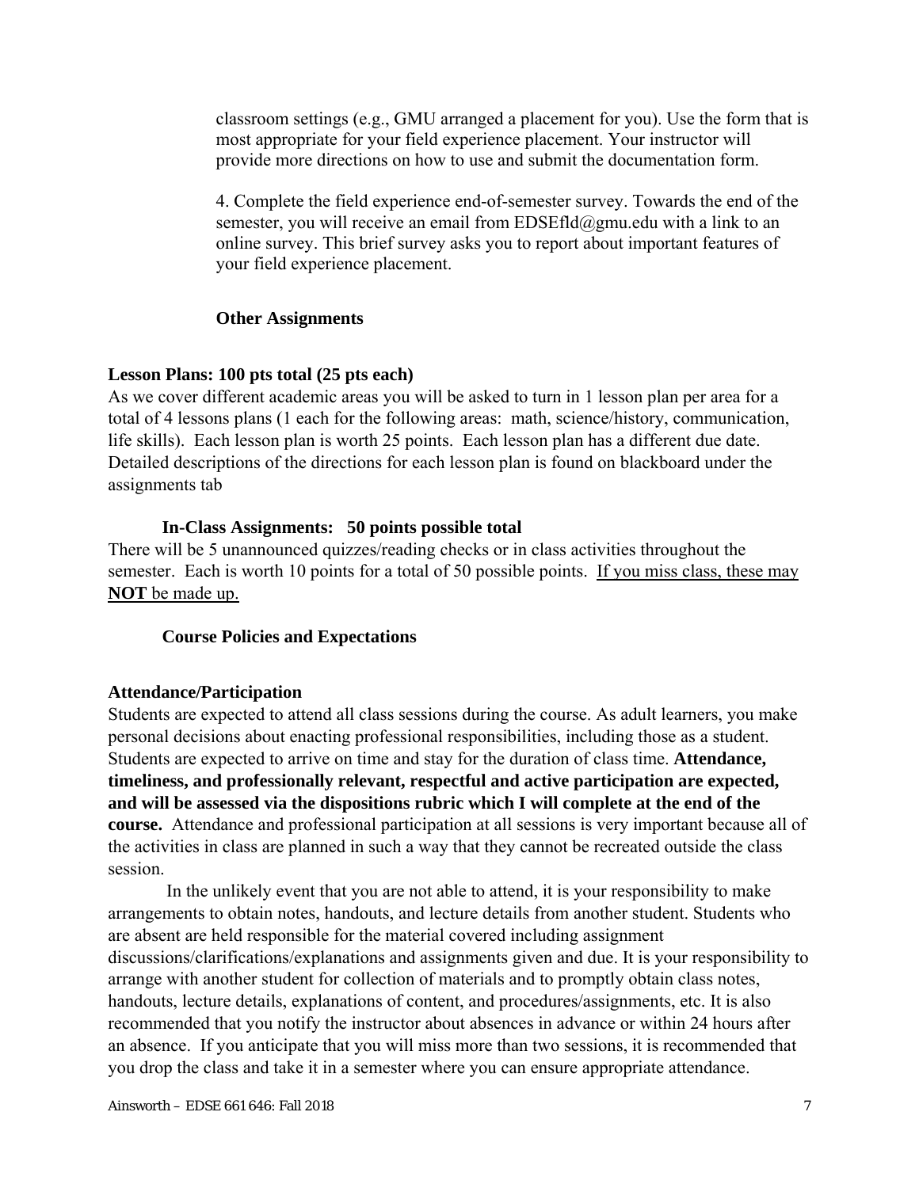classroom settings (e.g., GMU arranged a placement for you). Use the form that is most appropriate for your field experience placement. Your instructor will provide more directions on how to use and submit the documentation form.

4. Complete the field experience end-of-semester survey. Towards the end of the semester, you will receive an email from EDSEfld@gmu.edu with a link to an online survey. This brief survey asks you to report about important features of your field experience placement.

### Other Assignments

**Lesson Plans: 100 pts total (25 pts each)**

As we cover different academic areas you will be asked to turn in 1 lesson plan per area for a total of 4 lessons plans (1 each for the following areas: math, science/history, communication, life skills). Each lesson plan is worth 25 points. Each lesson plan has a different due date. Detailed descriptions of the directions for each lesson plan is found on blackboard under the assignments tab

**In-Class Assignments: 50 points possible total**

There will be 5 unannounced quizzes/reading checks or in class activities throughout the semester. Each is worth 10 points for a total of 50 possible points. <u>If you miss class, these may **NOT** be made up.</u>

### Course Policies and Expectations

**Attendance/Participation**

Students are expected to attend all class sessions during the course. As adult learners, you make personal decisions about enacting professional responsibilities, including those as a student. Students are expected to arrive on time and stay for the duration of class time. **Attendance, timeliness, and professionally relevant, respectful and active participation are expected, and will be assessed via the dispositions rubric which I will complete at the end of the course.** Attendance and professional participation at all sessions is very important because all of the activities in class are planned in such a way that they cannot be recreated outside the class session.

In the unlikely event that you are not able to attend, it is your responsibility to make arrangements to obtain notes, handouts, and lecture details from another student. Students who are absent are held responsible for the material covered including assignment discussions/clarifications/explanations and assignments given and due. It is your responsibility to arrange with another student for collection of materials and to promptly obtain class notes, handouts, lecture details, explanations of content, and procedures/assignments, etc. It is also recommended that you notify the instructor about absences in advance or within 24 hours after an absence. If you anticipate that you will miss more than two sessions, it is recommended that you drop the class and take it in a semester where you can ensure appropriate attendance.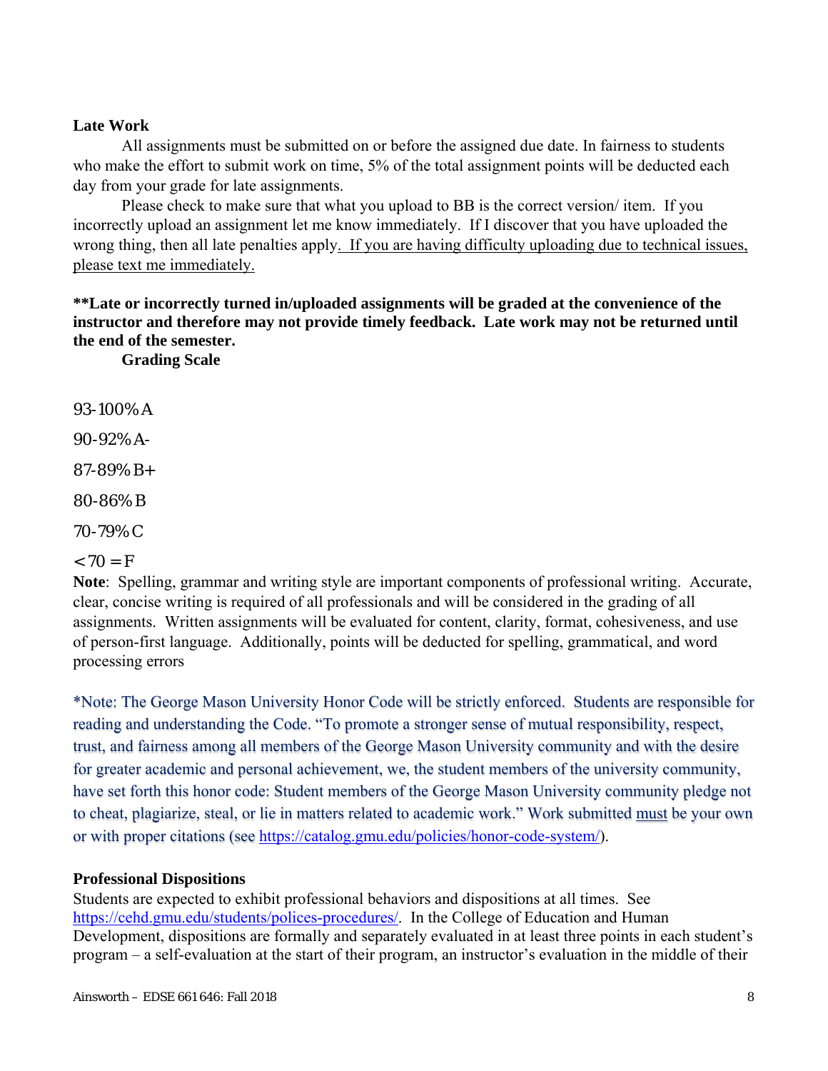**Late Work**

All assignments must be submitted on or before the assigned due date. In fairness to students who make the effort to submit work on time, 5% of the total assignment points will be deducted each day from your grade for late assignments.

Please check to make sure that what you upload to BB is the correct version/ item. If you incorrectly upload an assignment let me know immediately. If I discover that you have uploaded the wrong thing, then all late penalties apply. If you are having difficulty uploading due to technical issues, please text me immediately.

**Late or incorrectly turned in/uploaded assignments will be graded at the convenience of the instructor and therefore may not provide timely feedback. Late work may not be returned until the end of the semester.**

**Grading Scale**

93-100% A

90-92% A-

87-89% B+

80-86% B

70-79% C

< 70 = F

**Note**: Spelling, grammar and writing style are important components of professional writing. Accurate, clear, concise writing is required of all professionals and will be considered in the grading of all assignments. Written assignments will be evaluated for content, clarity, format, cohesiveness, and use of person-first language. Additionally, points will be deducted for spelling, grammatical, and word processing errors

*Note: The George Mason University Honor Code will be strictly enforced. Students are responsible for reading and understanding the Code. "To promote a stronger sense of mutual responsibility, respect, trust, and fairness among all members of the George Mason University community and with the desire for greater academic and personal achievement, we, the student members of the university community, have set forth this honor code: Student members of the George Mason University community pledge not to cheat, plagiarize, steal, or lie in matters related to academic work." Work submitted must be your own or with proper citations (see https://catalog.gmu.edu/policies/honor-code-system/).

**Professional Dispositions**

Students are expected to exhibit professional behaviors and dispositions at all times. See https://cehd.gmu.edu/students/polices-procedures/. In the College of Education and Human Development, dispositions are formally and separately evaluated in at least three points in each student's program – a self-evaluation at the start of their program, an instructor's evaluation in the middle of their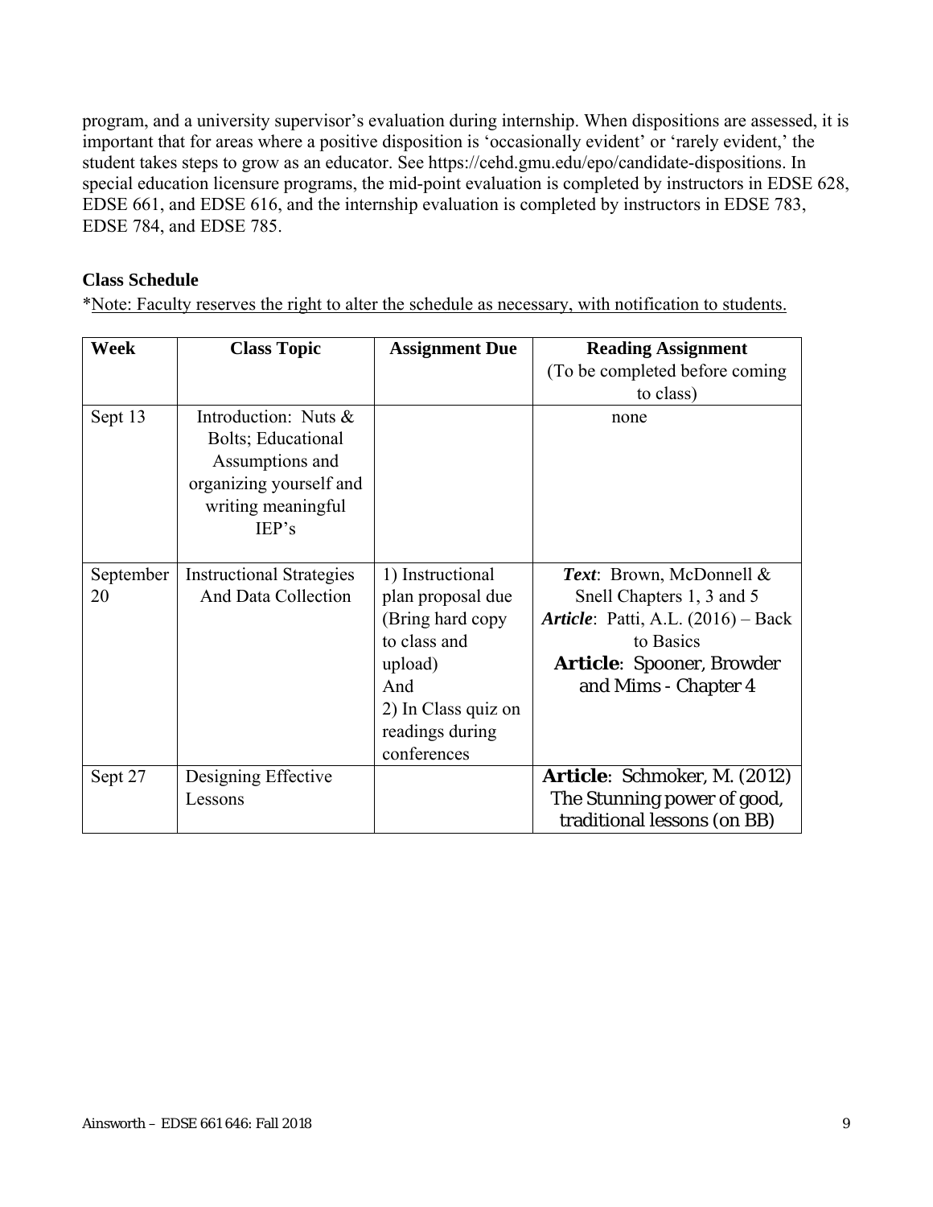program, and a university supervisor's evaluation during internship. When dispositions are assessed, it is important that for areas where a positive disposition is 'occasionally evident' or 'rarely evident,' the student takes steps to grow as an educator. See https://cehd.gmu.edu/epo/candidate-dispositions. In special education licensure programs, the mid-point evaluation is completed by instructors in EDSE 628, EDSE 661, and EDSE 616, and the internship evaluation is completed by instructors in EDSE 783, EDSE 784, and EDSE 785.

## Class Schedule

*Note: Faculty reserves the right to alter the schedule as necessary, with notification to students.

| Week | Class Topic | Assignment Due | Reading Assignment (To be completed before coming to class) |
|---|---|---|---|
| Sept 13 | Introduction: Nuts & Bolts; Educational Assumptions and organizing yourself and writing meaningful IEP's | | none |
| September 20 | Instructional Strategies And Data Collection | 1) Instructional plan proposal due (Bring hard copy to class and upload) And 2) In Class quiz on readings during conferences | ***Text***: Brown, McDonnell & Snell Chapters 1, 3 and 5 ***Article***: Patti, A.L. (2016) – Back to Basics **Article**: Spooner, Browder and Mims - Chapter 4 |
| Sept 27 | Designing Effective Lessons | | **Article**: Schmoker, M. (2012) The Stunning power of good, traditional lessons (on BB) |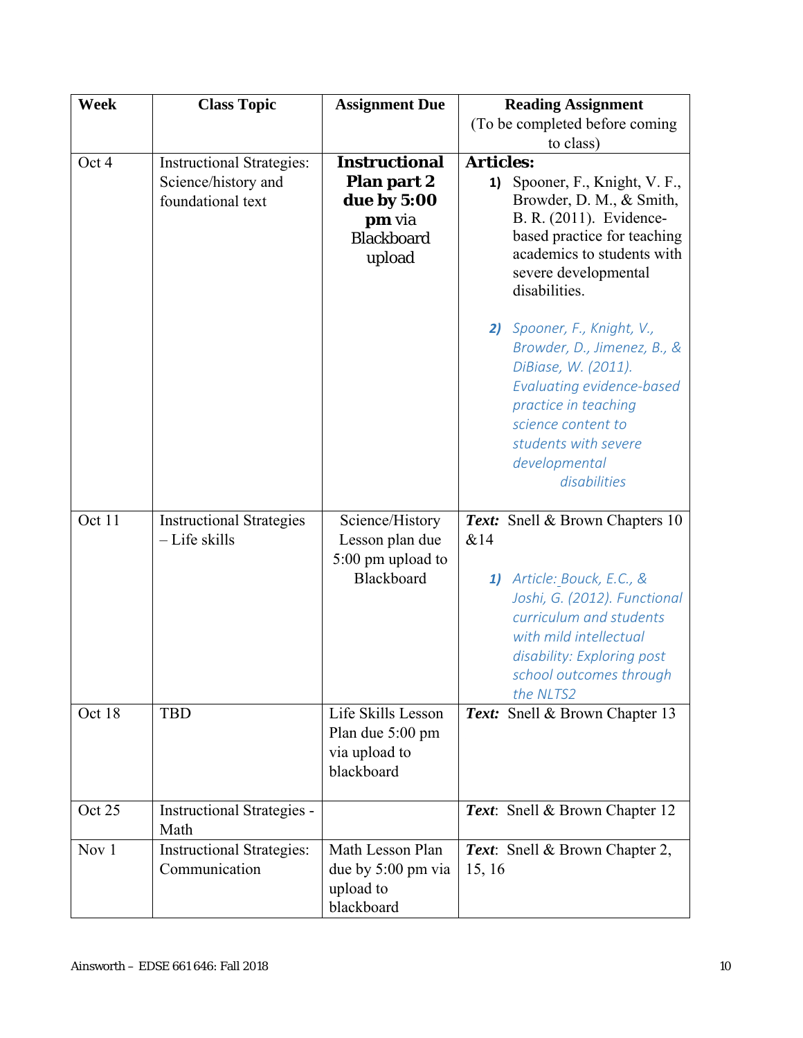| Week | Class Topic | Assignment Due | Reading Assignment (To be completed before coming to class) |
|---|---|---|---|
| Oct 4 | Instructional Strategies: Science/history and foundational text | **Instructional Plan part 2 due by 5:00 pm** via Blackboard upload | **Articles:** 1) Spooner, F., Knight, V. F., Browder, D. M., & Smith, B. R. (2011). Evidence-based practice for teaching academics to students with severe developmental disabilities. 2) *Spooner, F., Knight, V., Browder, D., Jimenez, B., & DiBiase, W. (2011). Evaluating evidence-based practice in teaching science content to students with severe developmental disabilities* |
| Oct 11 | Instructional Strategies – Life skills | Science/History Lesson plan due 5:00 pm upload to Blackboard | ***Text:*** Snell & Brown Chapters 10 &14 1) *Article: Bouck, E.C., & Joshi, G. (2012). Functional curriculum and students with mild intellectual disability: Exploring post school outcomes through the NLTS2* |
| Oct 18 | TBD | Life Skills Lesson Plan due 5:00 pm via upload to blackboard | ***Text:*** Snell & Brown Chapter 13 |
| Oct 25 | Instructional Strategies - Math | | ***Text***: Snell & Brown Chapter 12 |
| Nov 1 | Instructional Strategies: Communication | Math Lesson Plan due by 5:00 pm via upload to blackboard | ***Text***: Snell & Brown Chapter 2, 15, 16 |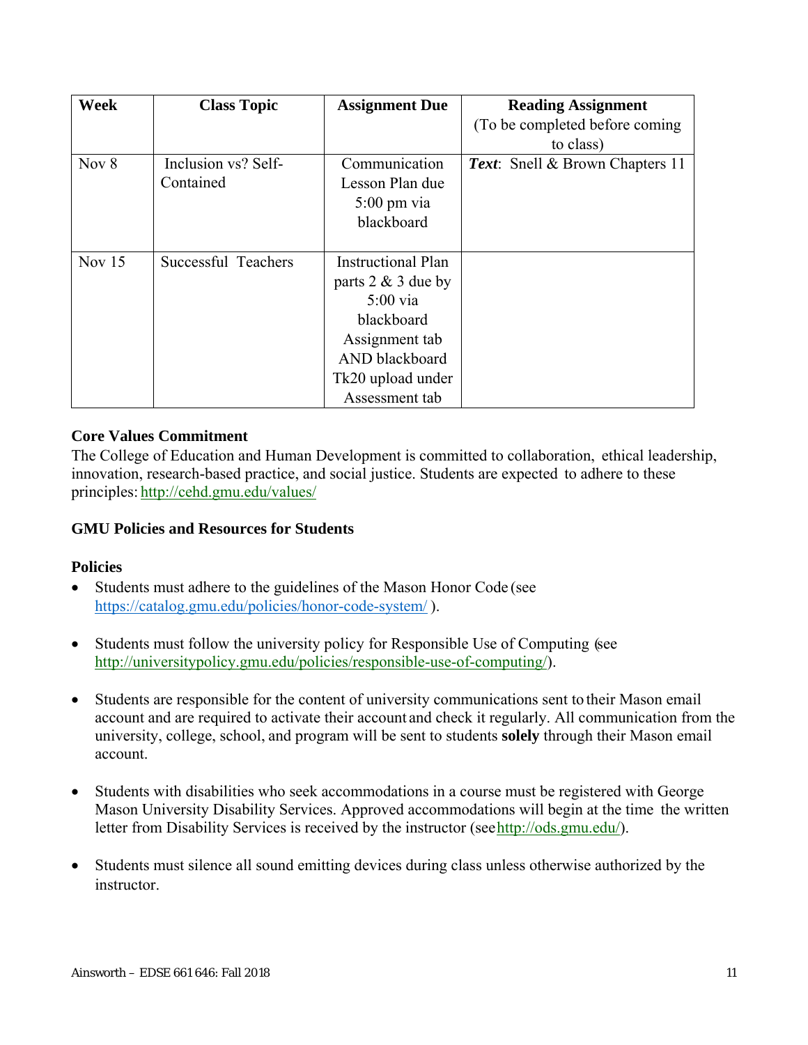| Week | Class Topic | Assignment Due | Reading Assignment (To be completed before coming to class) |
|---|---|---|---|
| Nov 8 | Inclusion vs? Self-Contained | Communication Lesson Plan due 5:00 pm via blackboard | ***Text***: Snell & Brown Chapters 11 |
| Nov 15 | Successful Teachers | Instructional Plan parts 2 & 3 due by 5:00 via blackboard Assignment tab AND blackboard Tk20 upload under Assessment tab | |

**Core Values Commitment**

The College of Education and Human Development is committed to collaboration, ethical leadership, innovation, research-based practice, and social justice. Students are expected to adhere to these principles: http://cehd.gmu.edu/values/

**GMU Policies and Resources for Students**

**Policies**

- Students must adhere to the guidelines of the Mason Honor Code (see https://catalog.gmu.edu/policies/honor-code-system/ ).
- Students must follow the university policy for Responsible Use of Computing (see http://universitypolicy.gmu.edu/policies/responsible-use-of-computing/).
- Students are responsible for the content of university communications sent to their Mason email account and are required to activate their account and check it regularly. All communication from the university, college, school, and program will be sent to students **solely** through their Mason email account.
- Students with disabilities who seek accommodations in a course must be registered with George Mason University Disability Services. Approved accommodations will begin at the time the written letter from Disability Services is received by the instructor (see http://ods.gmu.edu/).
- Students must silence all sound emitting devices during class unless otherwise authorized by the instructor.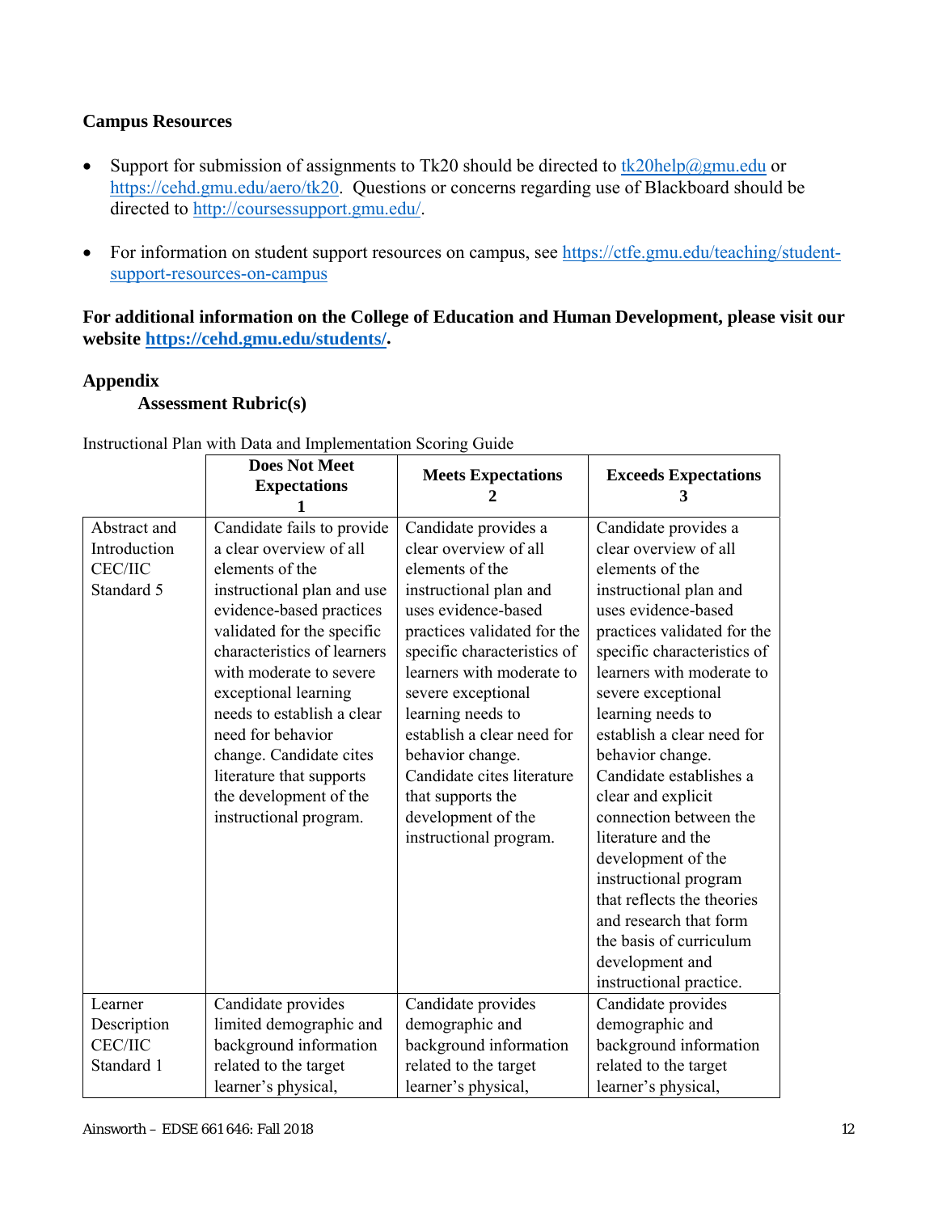### Campus Resources

- Support for submission of assignments to Tk20 should be directed to tk20help@gmu.edu or https://cehd.gmu.edu/aero/tk20. Questions or concerns regarding use of Blackboard should be directed to http://coursessupport.gmu.edu/.

- For information on student support resources on campus, see https://ctfe.gmu.edu/teaching/student-support-resources-on-campus

**For additional information on the College of Education and Human Development, please visit our website https://cehd.gmu.edu/students/.**

## Appendix

### Assessment Rubric(s)

Instructional Plan with Data and Implementation Scoring Guide

| | Does Not Meet Expectations 1 | Meets Expectations 2 | Exceeds Expectations 3 |
|---|---|---|---|
| Abstract and Introduction CEC/IIC Standard 5 | Candidate fails to provide a clear overview of all elements of the instructional plan and use evidence-based practices validated for the specific characteristics of learners with moderate to severe exceptional learning needs to establish a clear need for behavior change. Candidate cites literature that supports the development of the instructional program. | Candidate provides a clear overview of all elements of the instructional plan and uses evidence-based practices validated for the specific characteristics of learners with moderate to severe exceptional learning needs to establish a clear need for behavior change. Candidate cites literature that supports the development of the instructional program. | Candidate provides a clear overview of all elements of the instructional plan and uses evidence-based practices validated for the specific characteristics of learners with moderate to severe exceptional learning needs to establish a clear need for behavior change. Candidate establishes a clear and explicit connection between the literature and the development of the instructional program that reflects the theories and research that form the basis of curriculum development and instructional practice. |
| Learner Description CEC/IIC Standard 1 | Candidate provides limited demographic and background information related to the target learner's physical, | Candidate provides demographic and background information related to the target learner's physical, | Candidate provides demographic and background information related to the target learner's physical, |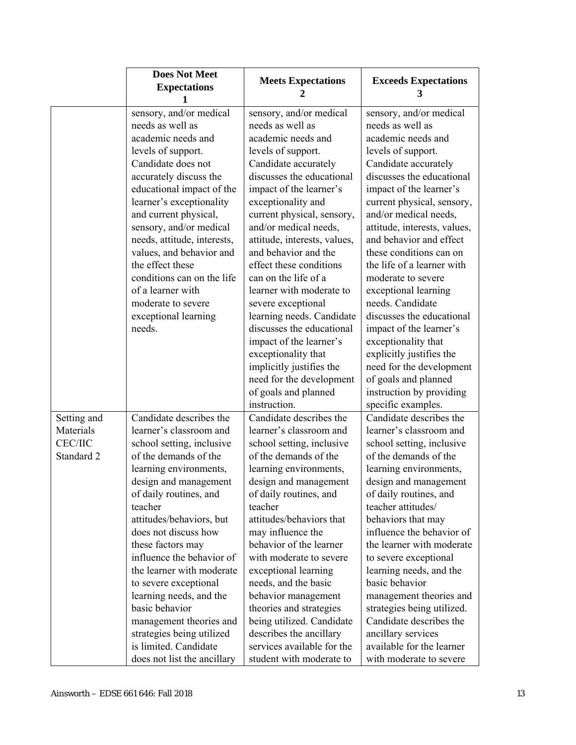| | Does Not Meet Expectations 1 | Meets Expectations 2 | Exceeds Expectations 3 |
|---|---|---|---|
| | sensory, and/or medical needs as well as academic needs and levels of support. Candidate does not accurately discuss the educational impact of the learner's exceptionality and current physical, sensory, and/or medical needs, attitude, interests, values, and behavior and the effect these conditions can on the life of a learner with moderate to severe exceptional learning needs. | sensory, and/or medical needs as well as academic needs and levels of support. Candidate accurately discusses the educational impact of the learner's exceptionality and current physical, sensory, and/or medical needs, attitude, interests, values, and behavior and the effect these conditions can on the life of a learner with moderate to severe exceptional learning needs. Candidate discusses the educational impact of the learner's exceptionality that implicitly justifies the need for the development of goals and planned instruction. | sensory, and/or medical needs as well as academic needs and levels of support. Candidate accurately discusses the educational impact of the learner's current physical, sensory, and/or medical needs, attitude, interests, values, and behavior and effect these conditions can on the life of a learner with moderate to severe exceptional learning needs. Candidate discusses the educational impact of the learner's exceptionality that explicitly justifies the need for the development of goals and planned instruction by providing specific examples. |
| Setting and Materials CEC/IIC Standard 2 | Candidate describes the learner's classroom and school setting, inclusive of the demands of the learning environments, design and management of daily routines, and teacher attitudes/behaviors, but does not discuss how these factors may influence the behavior of the learner with moderate to severe exceptional learning needs, and the basic behavior management theories and strategies being utilized is limited. Candidate does not list the ancillary | Candidate describes the learner's classroom and school setting, inclusive of the demands of the learning environments, design and management of daily routines, and teacher attitudes/behaviors that may influence the behavior of the learner with moderate to severe exceptional learning needs, and the basic behavior management theories and strategies being utilized. Candidate describes the ancillary services available for the student with moderate to | Candidate describes the learner's classroom and school setting, inclusive of the demands of the learning environments, design and management of daily routines, and teacher attitudes/ behaviors that may influence the behavior of the learner with moderate to severe exceptional learning needs, and the basic behavior management theories and strategies being utilized. Candidate describes the ancillary services available for the learner with moderate to severe |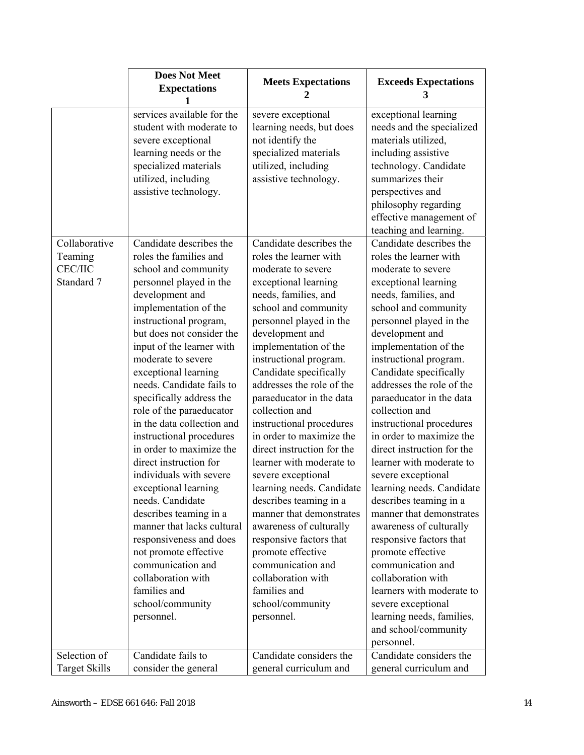| | Does Not Meet Expectations 1 | Meets Expectations 2 | Exceeds Expectations 3 |
|---|---|---|---|
| | services available for the student with moderate to severe exceptional learning needs or the specialized materials utilized, including assistive technology. | severe exceptional learning needs, but does not identify the specialized materials utilized, including assistive technology. | exceptional learning needs and the specialized materials utilized, including assistive technology. Candidate summarizes their perspectives and philosophy regarding effective management of teaching and learning. |
| Collaborative Teaming CEC/IIC Standard 7 | Candidate describes the roles the families and school and community personnel played in the development and implementation of the instructional program, but does not consider the input of the learner with moderate to severe exceptional learning needs. Candidate fails to specifically address the role of the paraeducator in the data collection and instructional procedures in order to maximize the direct instruction for individuals with severe exceptional learning needs. Candidate describes teaming in a manner that lacks cultural responsiveness and does not promote effective communication and collaboration with families and school/community personnel. | Candidate describes the roles the learner with moderate to severe exceptional learning needs, families, and school and community personnel played in the development and implementation of the instructional program. Candidate specifically addresses the role of the paraeducator in the data collection and instructional procedures in order to maximize the direct instruction for the learner with moderate to severe exceptional learning needs. Candidate describes teaming in a manner that demonstrates awareness of culturally responsive factors that promote effective communication and collaboration with families and school/community personnel. | Candidate describes the roles the learner with moderate to severe exceptional learning needs, families, and school and community personnel played in the development and implementation of the instructional program. Candidate specifically addresses the role of the paraeducator in the data collection and instructional procedures in order to maximize the direct instruction for the learner with moderate to severe exceptional learning needs. Candidate describes teaming in a manner that demonstrates awareness of culturally responsive factors that promote effective communication and collaboration with learners with moderate to severe exceptional learning needs, families, and school/community personnel. |
| Selection of Target Skills | Candidate fails to consider the general | Candidate considers the general curriculum and | Candidate considers the general curriculum and |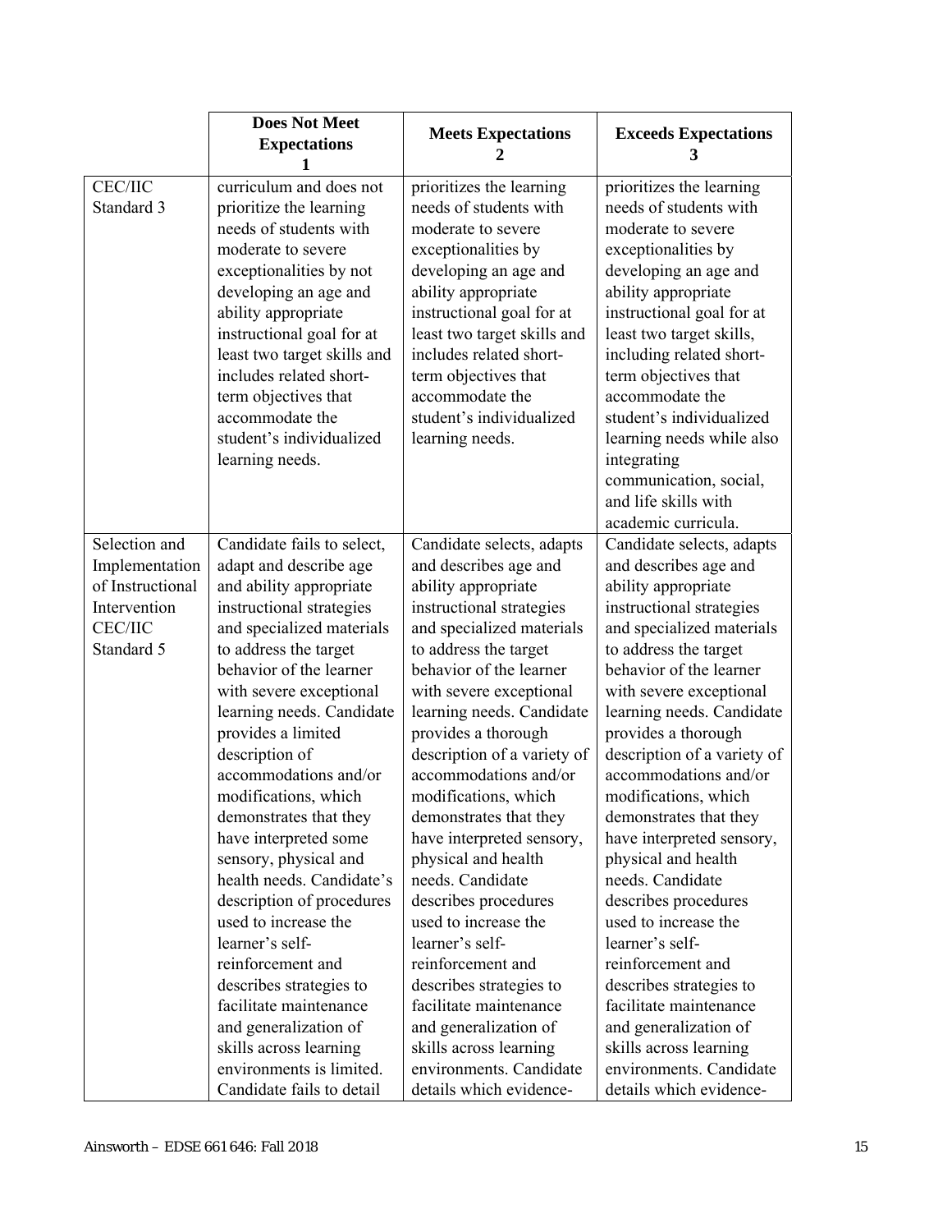|  | Does Not Meet Expectations 1 | Meets Expectations 2 | Exceeds Expectations 3 |
|---|---|---|---|
| CEC/IIC Standard 3 | curriculum and does not prioritize the learning needs of students with moderate to severe exceptionalities by not developing an age and ability appropriate instructional goal for at least two target skills and includes related short-term objectives that accommodate the student's individualized learning needs. | prioritizes the learning needs of students with moderate to severe exceptionalities by developing an age and ability appropriate instructional goal for at least two target skills and includes related short-term objectives that accommodate the student's individualized learning needs. | prioritizes the learning needs of students with moderate to severe exceptionalities by developing an age and ability appropriate instructional goal for at least two target skills, including related short-term objectives that accommodate the student's individualized learning needs while also integrating communication, social, and life skills with academic curricula. |
| Selection and Implementation of Instructional Intervention CEC/IIC Standard 5 | Candidate fails to select, adapt and describe age and ability appropriate instructional strategies and specialized materials to address the target behavior of the learner with severe exceptional learning needs. Candidate provides a limited description of accommodations and/or modifications, which demonstrates that they have interpreted some sensory, physical and health needs. Candidate's description of procedures used to increase the learner's self-reinforcement and describes strategies to facilitate maintenance and generalization of skills across learning environments is limited. Candidate fails to detail | Candidate selects, adapts and describes age and ability appropriate instructional strategies and specialized materials to address the target behavior of the learner with severe exceptional learning needs. Candidate provides a thorough description of a variety of accommodations and/or modifications, which demonstrates that they have interpreted sensory, physical and health needs. Candidate describes procedures used to increase the learner's self-reinforcement and describes strategies to facilitate maintenance and generalization of skills across learning environments. Candidate details which evidence- | Candidate selects, adapts and describes age and ability appropriate instructional strategies and specialized materials to address the target behavior of the learner with severe exceptional learning needs. Candidate provides a thorough description of a variety of accommodations and/or modifications, which demonstrates that they have interpreted sensory, physical and health needs. Candidate describes procedures used to increase the learner's self-reinforcement and describes strategies to facilitate maintenance and generalization of skills across learning environments. Candidate details which evidence- |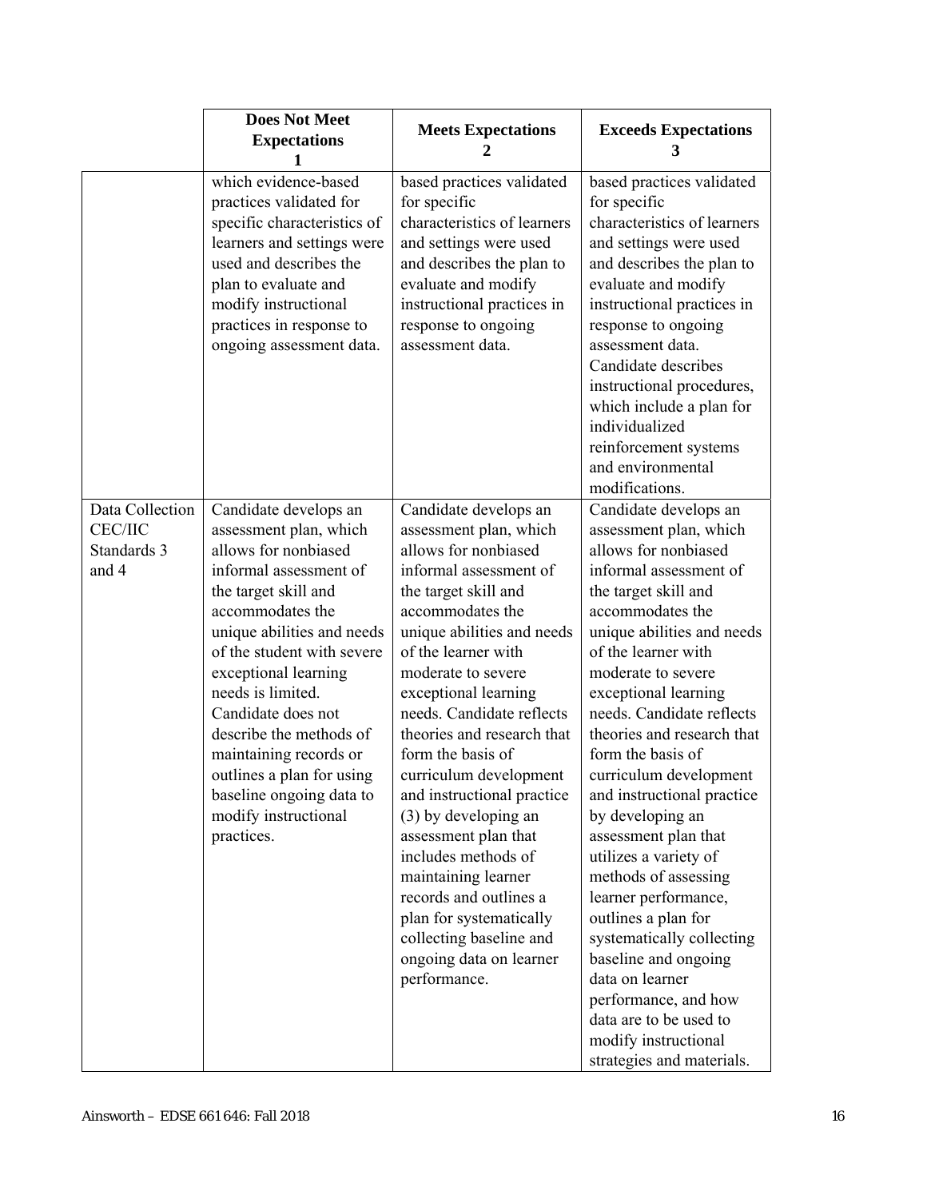| | Does Not Meet Expectations 1 | Meets Expectations 2 | Exceeds Expectations 3 |
|---|---|---|---|
| | which evidence-based practices validated for specific characteristics of learners and settings were used and describes the plan to evaluate and modify instructional practices in response to ongoing assessment data. | based practices validated for specific characteristics of learners and settings were used and describes the plan to evaluate and modify instructional practices in response to ongoing assessment data. | based practices validated for specific characteristics of learners and settings were used and describes the plan to evaluate and modify instructional practices in response to ongoing assessment data. Candidate describes instructional procedures, which include a plan for individualized reinforcement systems and environmental modifications. |
| Data Collection CEC/IIC Standards 3 and 4 | Candidate develops an assessment plan, which allows for nonbiased informal assessment of the target skill and accommodates the unique abilities and needs of the student with severe exceptional learning needs is limited. Candidate does not describe the methods of maintaining records or outlines a plan for using baseline ongoing data to modify instructional practices. | Candidate develops an assessment plan, which allows for nonbiased informal assessment of the target skill and accommodates the unique abilities and needs of the learner with moderate to severe exceptional learning needs. Candidate reflects theories and research that form the basis of curriculum development and instructional practice (3) by developing an assessment plan that includes methods of maintaining learner records and outlines a plan for systematically collecting baseline and ongoing data on learner performance. | Candidate develops an assessment plan, which allows for nonbiased informal assessment of the target skill and accommodates the unique abilities and needs of the learner with moderate to severe exceptional learning needs. Candidate reflects theories and research that form the basis of curriculum development and instructional practice by developing an assessment plan that utilizes a variety of methods of assessing learner performance, outlines a plan for systematically collecting baseline and ongoing data on learner performance, and how data are to be used to modify instructional strategies and materials. |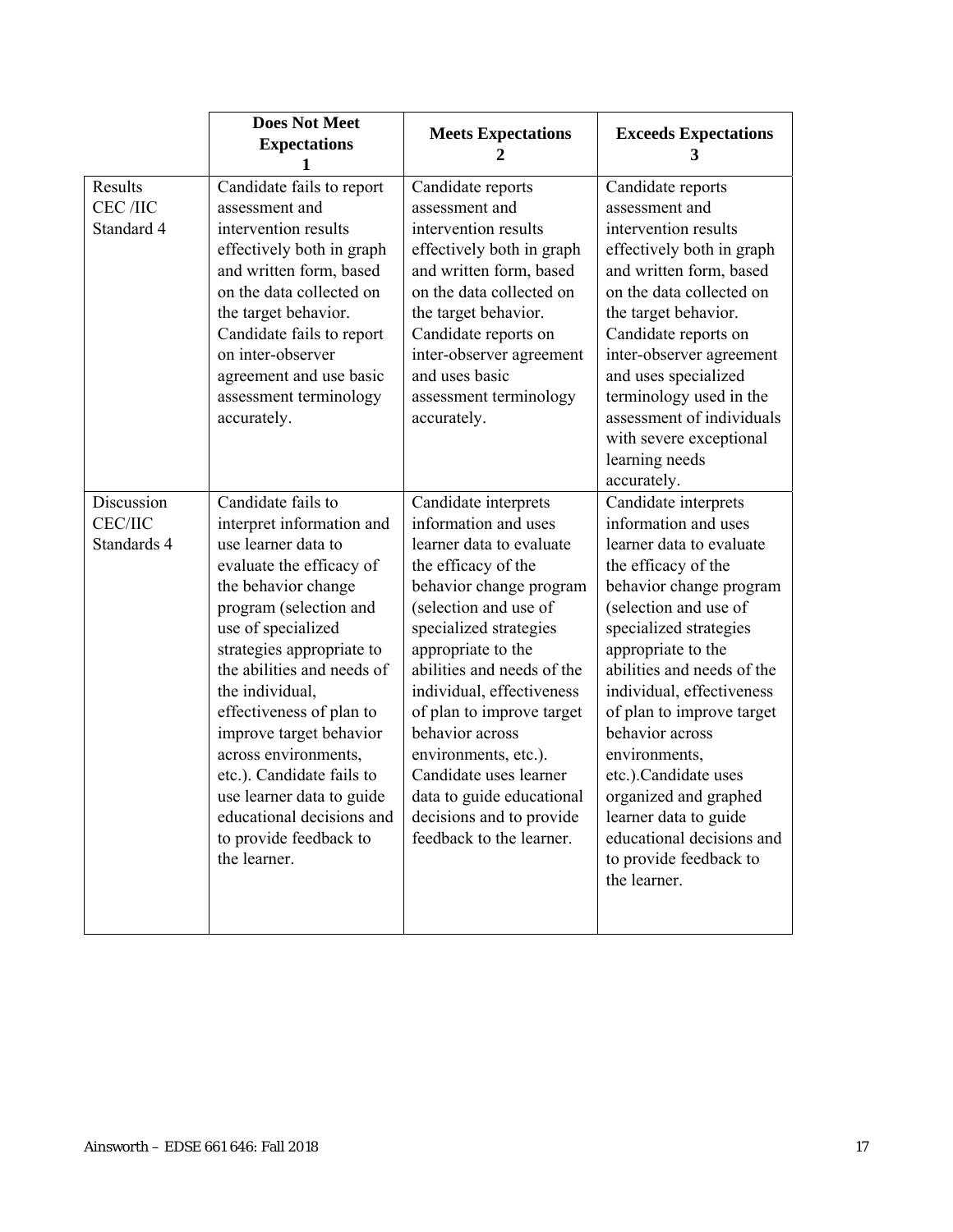| | Does Not Meet Expectations 1 | Meets Expectations 2 | Exceeds Expectations 3 |
|---|---|---|---|
| Results CEC /IIC Standard 4 | Candidate fails to report assessment and intervention results effectively both in graph and written form, based on the data collected on the target behavior. Candidate fails to report on inter-observer agreement and use basic assessment terminology accurately. | Candidate reports assessment and intervention results effectively both in graph and written form, based on the data collected on the target behavior. Candidate reports on inter-observer agreement and uses basic assessment terminology accurately. | Candidate reports assessment and intervention results effectively both in graph and written form, based on the data collected on the target behavior. Candidate reports on inter-observer agreement and uses specialized terminology used in the assessment of individuals with severe exceptional learning needs accurately. |
| Discussion CEC/IIC Standards 4 | Candidate fails to interpret information and use learner data to evaluate the efficacy of the behavior change program (selection and use of specialized strategies appropriate to the abilities and needs of the individual, effectiveness of plan to improve target behavior across environments, etc.). Candidate fails to use learner data to guide educational decisions and to provide feedback to the learner. | Candidate interprets information and uses learner data to evaluate the efficacy of the behavior change program (selection and use of specialized strategies appropriate to the abilities and needs of the individual, effectiveness of plan to improve target behavior across environments, etc.). Candidate uses learner data to guide educational decisions and to provide feedback to the learner. | Candidate interprets information and uses learner data to evaluate the efficacy of the behavior change program (selection and use of specialized strategies appropriate to the abilities and needs of the individual, effectiveness of plan to improve target behavior across environments, etc.).Candidate uses organized and graphed learner data to guide educational decisions and to provide feedback to the learner. |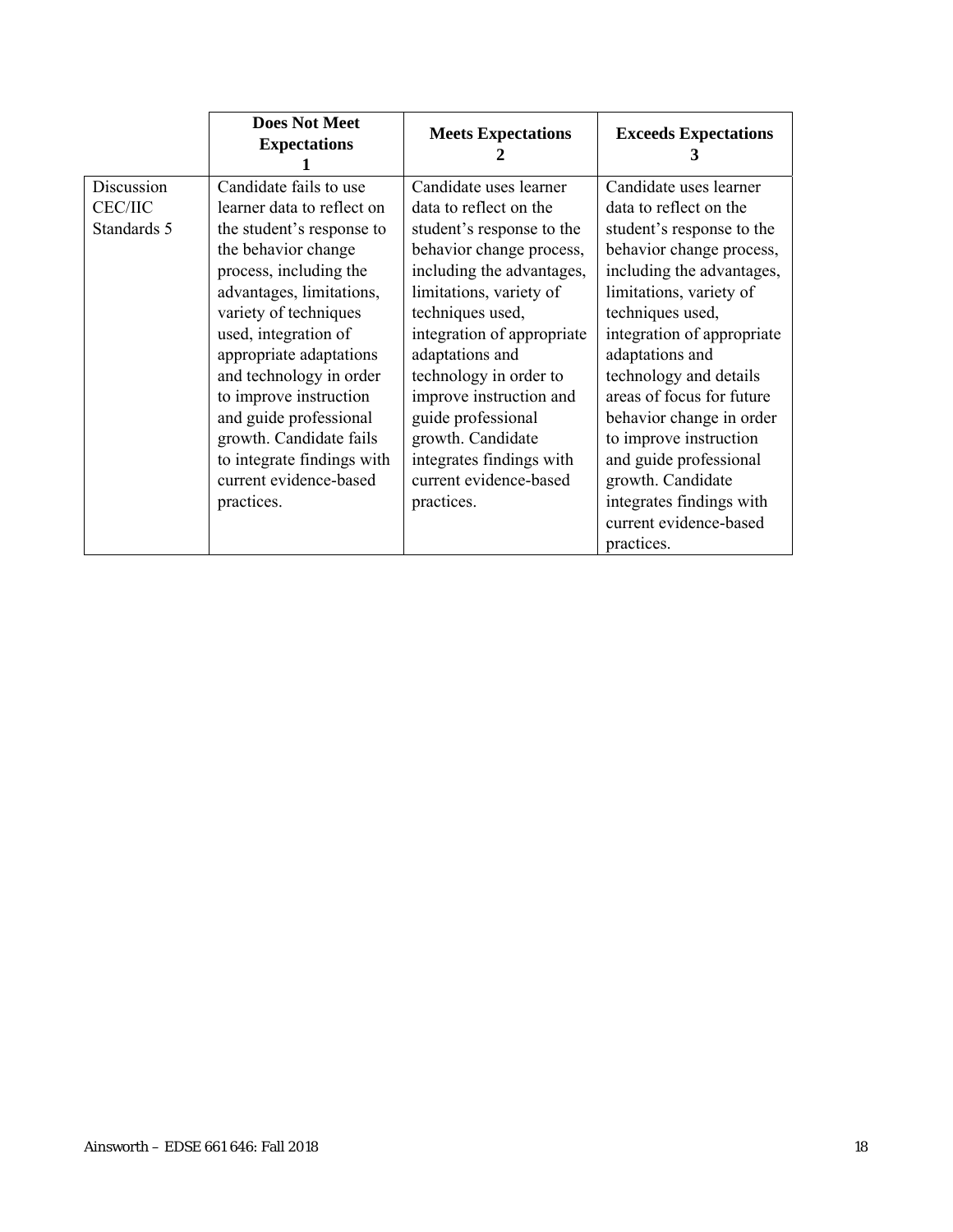| | Does Not Meet Expectations 1 | Meets Expectations 2 | Exceeds Expectations 3 |
|---|---|---|---|
| Discussion CEC/IIC Standards 5 | Candidate fails to use learner data to reflect on the student's response to the behavior change process, including the advantages, limitations, variety of techniques used, integration of appropriate adaptations and technology in order to improve instruction and guide professional growth. Candidate fails to integrate findings with current evidence-based practices. | Candidate uses learner data to reflect on the student's response to the behavior change process, including the advantages, limitations, variety of techniques used, integration of appropriate adaptations and technology in order to improve instruction and guide professional growth. Candidate integrates findings with current evidence-based practices. | Candidate uses learner data to reflect on the student's response to the behavior change process, including the advantages, limitations, variety of techniques used, integration of appropriate adaptations and technology and details areas of focus for future behavior change in order to improve instruction and guide professional growth. Candidate integrates findings with current evidence-based practices. |